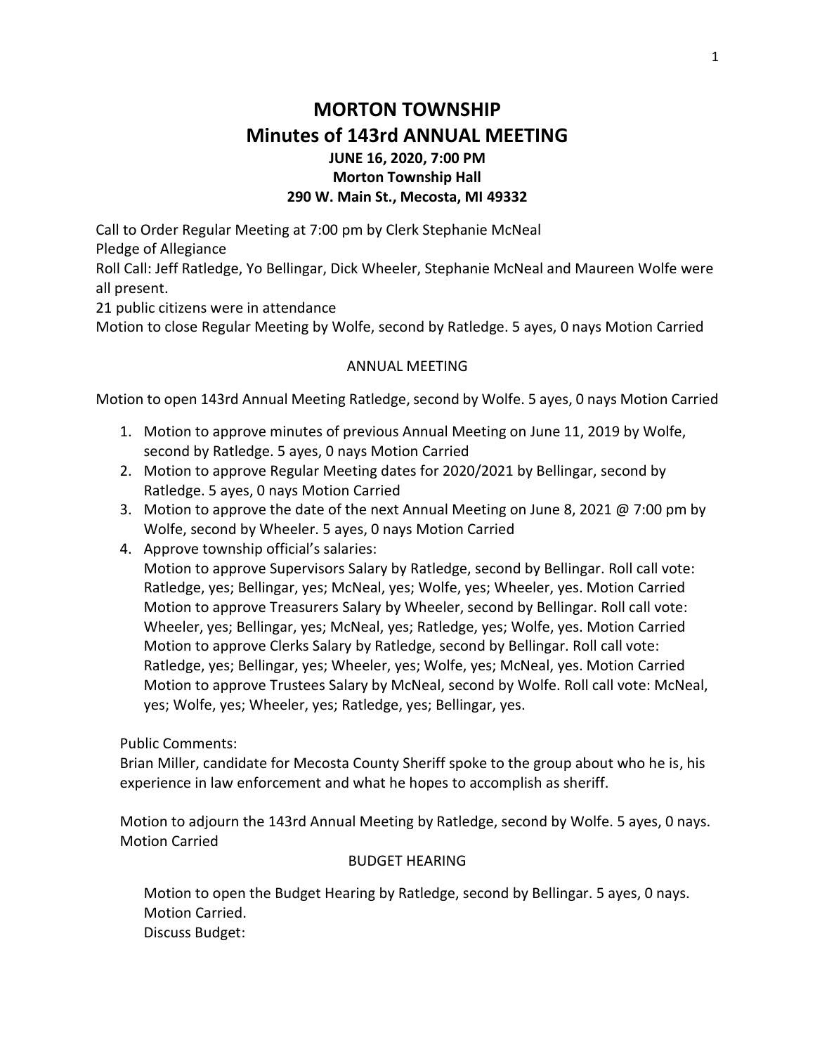# MORTON TOWNSHIP
# Minutes of 143rd ANNUAL MEETING
### JUNE 16, 2020, 7:00 PM
### Morton Township Hall
### 290 W. Main St., Mecosta, MI 49332

Call to Order Regular Meeting at 7:00 pm by Clerk Stephanie McNeal
Pledge of Allegiance
Roll Call: Jeff Ratledge, Yo Bellingar, Dick Wheeler, Stephanie McNeal and Maureen Wolfe were all present.
21 public citizens were in attendance
Motion to close Regular Meeting by Wolfe, second by Ratledge. 5 ayes, 0 nays Motion Carried

ANNUAL MEETING

Motion to open 143rd Annual Meeting Ratledge, second by Wolfe. 5 ayes, 0 nays Motion Carried

1. Motion to approve minutes of previous Annual Meeting on June 11, 2019 by Wolfe, second by Ratledge. 5 ayes, 0 nays Motion Carried
2. Motion to approve Regular Meeting dates for 2020/2021 by Bellingar, second by Ratledge. 5 ayes, 0 nays Motion Carried
3. Motion to approve the date of the next Annual Meeting on June 8, 2021 @ 7:00 pm by Wolfe, second by Wheeler. 5 ayes, 0 nays Motion Carried
4. Approve township official's salaries:
   Motion to approve Supervisors Salary by Ratledge, second by Bellingar. Roll call vote: Ratledge, yes; Bellingar, yes; McNeal, yes; Wolfe, yes; Wheeler, yes. Motion Carried
   Motion to approve Treasurers Salary by Wheeler, second by Bellingar. Roll call vote: Wheeler, yes; Bellingar, yes; McNeal, yes; Ratledge, yes; Wolfe, yes. Motion Carried
   Motion to approve Clerks Salary by Ratledge, second by Bellingar. Roll call vote: Ratledge, yes; Bellingar, yes; Wheeler, yes; Wolfe, yes; McNeal, yes. Motion Carried
   Motion to approve Trustees Salary by McNeal, second by Wolfe. Roll call vote: McNeal, yes; Wolfe, yes; Wheeler, yes; Ratledge, yes; Bellingar, yes.

Public Comments:
Brian Miller, candidate for Mecosta County Sheriff spoke to the group about who he is, his experience in law enforcement and what he hopes to accomplish as sheriff.

Motion to adjourn the 143rd Annual Meeting by Ratledge, second by Wolfe. 5 ayes, 0 nays. Motion Carried

BUDGET HEARING

Motion to open the Budget Hearing by Ratledge, second by Bellingar. 5 ayes, 0 nays. Motion Carried.
Discuss Budget: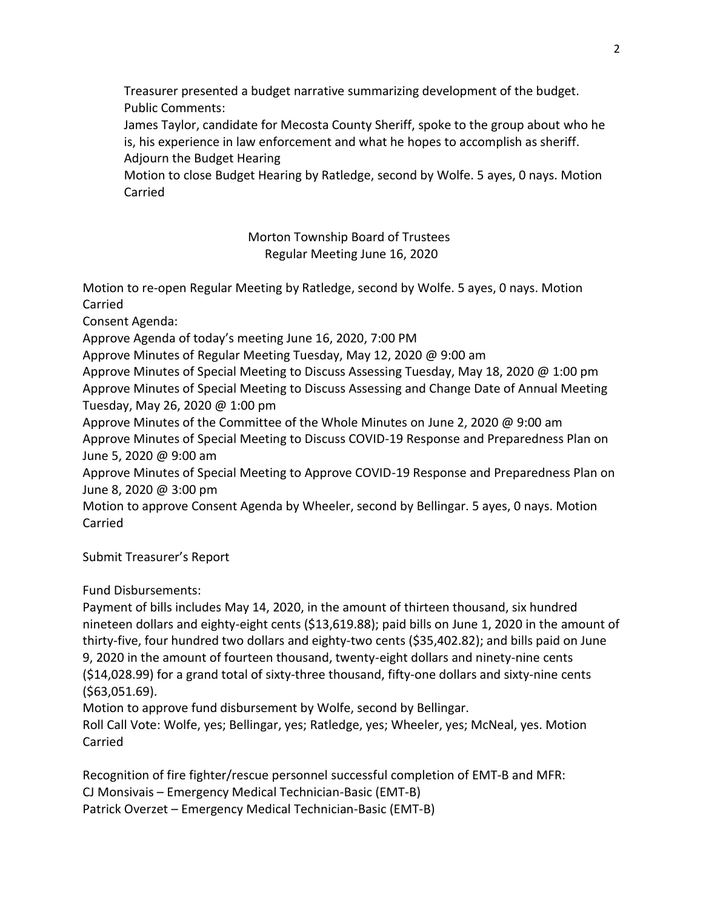Treasurer presented a budget narrative summarizing development of the budget.
Public Comments:
James Taylor, candidate for Mecosta County Sheriff, spoke to the group about who he is, his experience in law enforcement and what he hopes to accomplish as sheriff.
Adjourn the Budget Hearing
Motion to close Budget Hearing by Ratledge, second by Wolfe. 5 ayes, 0 nays. Motion Carried

## Morton Township Board of Trustees
## Regular Meeting June 16, 2020

Motion to re-open Regular Meeting by Ratledge, second by Wolfe. 5 ayes, 0 nays. Motion Carried
Consent Agenda:
Approve Agenda of today's meeting June 16, 2020, 7:00 PM
Approve Minutes of Regular Meeting Tuesday, May 12, 2020 @ 9:00 am
Approve Minutes of Special Meeting to Discuss Assessing Tuesday, May 18, 2020 @ 1:00 pm
Approve Minutes of Special Meeting to Discuss Assessing and Change Date of Annual Meeting Tuesday, May 26, 2020 @ 1:00 pm
Approve Minutes of the Committee of the Whole Minutes on June 2, 2020 @ 9:00 am
Approve Minutes of Special Meeting to Discuss COVID-19 Response and Preparedness Plan on June 5, 2020 @ 9:00 am
Approve Minutes of Special Meeting to Approve COVID-19 Response and Preparedness Plan on June 8, 2020 @ 3:00 pm
Motion to approve Consent Agenda by Wheeler, second by Bellingar. 5 ayes, 0 nays. Motion Carried

Submit Treasurer's Report

Fund Disbursements:
Payment of bills includes May 14, 2020, in the amount of thirteen thousand, six hundred nineteen dollars and eighty-eight cents ($13,619.88); paid bills on June 1, 2020 in the amount of thirty-five, four hundred two dollars and eighty-two cents ($35,402.82); and bills paid on June 9, 2020 in the amount of fourteen thousand, twenty-eight dollars and ninety-nine cents ($14,028.99) for a grand total of sixty-three thousand, fifty-one dollars and sixty-nine cents ($63,051.69).
Motion to approve fund disbursement by Wolfe, second by Bellingar.
Roll Call Vote: Wolfe, yes; Bellingar, yes; Ratledge, yes; Wheeler, yes; McNeal, yes. Motion Carried

Recognition of fire fighter/rescue personnel successful completion of EMT-B and MFR:
CJ Monsivais – Emergency Medical Technician-Basic (EMT-B)
Patrick Overzet – Emergency Medical Technician-Basic (EMT-B)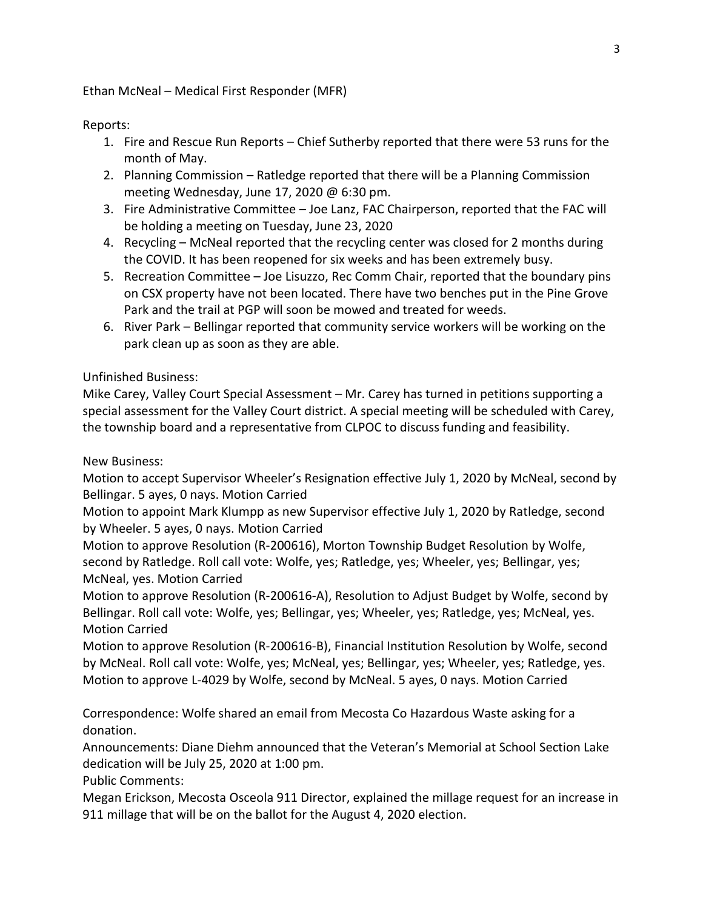Ethan McNeal – Medical First Responder (MFR)

Reports:

1. Fire and Rescue Run Reports – Chief Sutherby reported that there were 53 runs for the month of May.
2. Planning Commission – Ratledge reported that there will be a Planning Commission meeting Wednesday, June 17, 2020 @ 6:30 pm.
3. Fire Administrative Committee – Joe Lanz, FAC Chairperson, reported that the FAC will be holding a meeting on Tuesday, June 23, 2020
4. Recycling – McNeal reported that the recycling center was closed for 2 months during the COVID. It has been reopened for six weeks and has been extremely busy.
5. Recreation Committee – Joe Lisuzzo, Rec Comm Chair, reported that the boundary pins on CSX property have not been located. There have two benches put in the Pine Grove Park and the trail at PGP will soon be mowed and treated for weeds.
6. River Park – Bellingar reported that community service workers will be working on the park clean up as soon as they are able.

Unfinished Business:
Mike Carey, Valley Court Special Assessment – Mr. Carey has turned in petitions supporting a special assessment for the Valley Court district. A special meeting will be scheduled with Carey, the township board and a representative from CLPOC to discuss funding and feasibility.

New Business:
Motion to accept Supervisor Wheeler's Resignation effective July 1, 2020 by McNeal, second by Bellingar. 5 ayes, 0 nays. Motion Carried
Motion to appoint Mark Klumpp as new Supervisor effective July 1, 2020 by Ratledge, second by Wheeler. 5 ayes, 0 nays. Motion Carried
Motion to approve Resolution (R-200616), Morton Township Budget Resolution by Wolfe, second by Ratledge. Roll call vote: Wolfe, yes; Ratledge, yes; Wheeler, yes; Bellingar, yes; McNeal, yes. Motion Carried
Motion to approve Resolution (R-200616-A), Resolution to Adjust Budget by Wolfe, second by Bellingar. Roll call vote: Wolfe, yes; Bellingar, yes; Wheeler, yes; Ratledge, yes; McNeal, yes. Motion Carried
Motion to approve Resolution (R-200616-B), Financial Institution Resolution by Wolfe, second by McNeal. Roll call vote: Wolfe, yes; McNeal, yes; Bellingar, yes; Wheeler, yes; Ratledge, yes.
Motion to approve L-4029 by Wolfe, second by McNeal. 5 ayes, 0 nays. Motion Carried

Correspondence: Wolfe shared an email from Mecosta Co Hazardous Waste asking for a donation.
Announcements: Diane Diehm announced that the Veteran's Memorial at School Section Lake dedication will be July 25, 2020 at 1:00 pm.
Public Comments:
Megan Erickson, Mecosta Osceola 911 Director, explained the millage request for an increase in 911 millage that will be on the ballot for the August 4, 2020 election.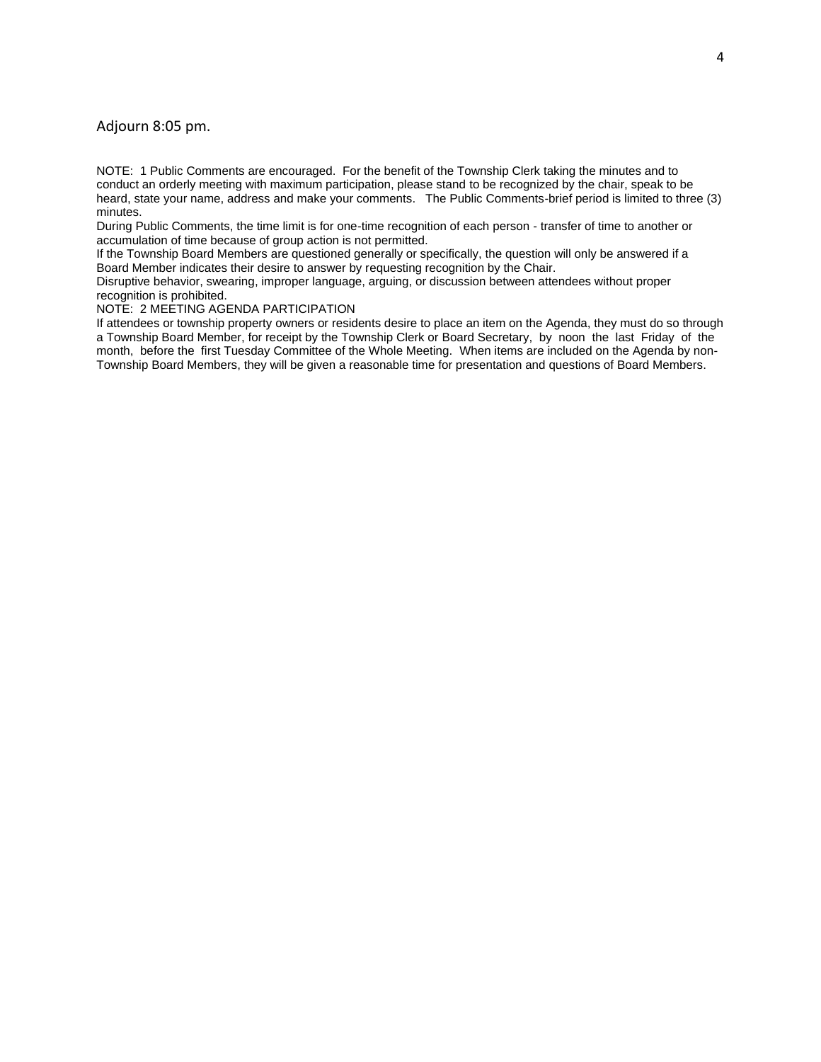Adjourn 8:05 pm.

NOTE: 1 Public Comments are encouraged. For the benefit of the Township Clerk taking the minutes and to conduct an orderly meeting with maximum participation, please stand to be recognized by the chair, speak to be heard, state your name, address and make your comments. The Public Comments-brief period is limited to three (3) minutes.

During Public Comments, the time limit is for one-time recognition of each person - transfer of time to another or accumulation of time because of group action is not permitted.

If the Township Board Members are questioned generally or specifically, the question will only be answered if a Board Member indicates their desire to answer by requesting recognition by the Chair.

Disruptive behavior, swearing, improper language, arguing, or discussion between attendees without proper recognition is prohibited.

NOTE: 2 MEETING AGENDA PARTICIPATION

If attendees or township property owners or residents desire to place an item on the Agenda, they must do so through a Township Board Member, for receipt by the Township Clerk or Board Secretary, by noon the last Friday of the month, before the first Tuesday Committee of the Whole Meeting. When items are included on the Agenda by non-Township Board Members, they will be given a reasonable time for presentation and questions of Board Members.